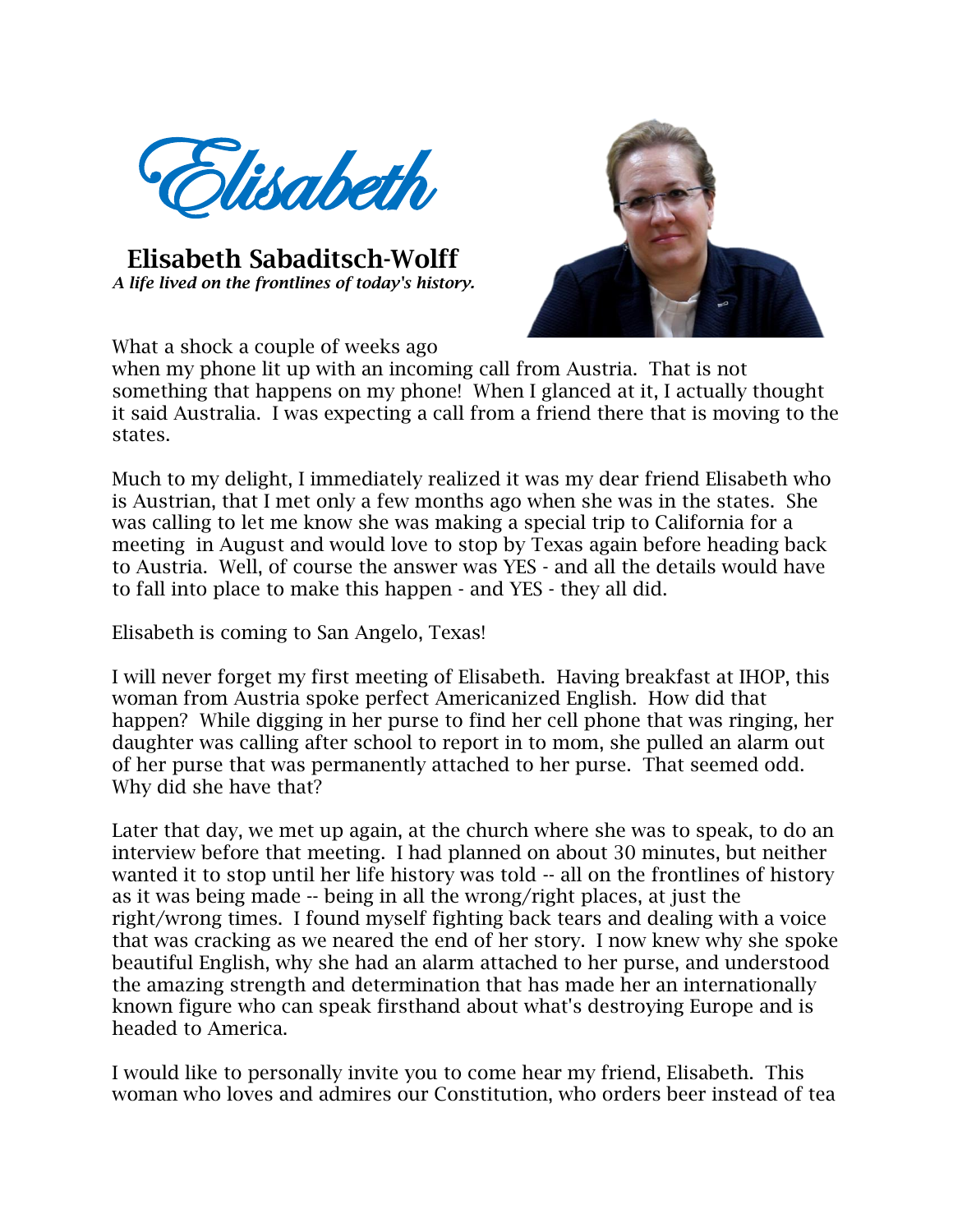# Elisabeth

## Elisabeth Sabaditsch-Wolff

*A life lived on the frontlines of today's history.*

What a shock a couple of weeks ago when my phone lit up with an incoming call from Austria. That is not something that happens on my phone! When I glanced at it, I actually thought it said Australia. I was expecting a call from a friend there that is moving to the states.

Much to my delight, I immediately realized it was my dear friend Elisabeth who is Austrian, that I met only a few months ago when she was in the states. She was calling to let me know she was making a special trip to California for a meeting in August and would love to stop by Texas again before heading back to Austria. Well, of course the answer was YES - and all the details would have to fall into place to make this happen - and YES - they all did.

Elisabeth is coming to San Angelo, Texas!

I will never forget my first meeting of Elisabeth. Having breakfast at IHOP, this woman from Austria spoke perfect Americanized English. How did that happen? While digging in her purse to find her cell phone that was ringing, her daughter was calling after school to report in to mom, she pulled an alarm out of her purse that was permanently attached to her purse. That seemed odd. Why did she have that?

Later that day, we met up again, at the church where she was to speak, to do an interview before that meeting. I had planned on about 30 minutes, but neither wanted it to stop until her life history was told -- all on the frontlines of history as it was being made -- being in all the wrong/right places, at just the right/wrong times. I found myself fighting back tears and dealing with a voice that was cracking as we neared the end of her story. I now knew why she spoke beautiful English, why she had an alarm attached to her purse, and understood the amazing strength and determination that has made her an internationally known figure who can speak firsthand about what's destroying Europe and is headed to America.

I would like to personally invite you to come hear my friend, Elisabeth. This woman who loves and admires our Constitution, who orders beer instead of tea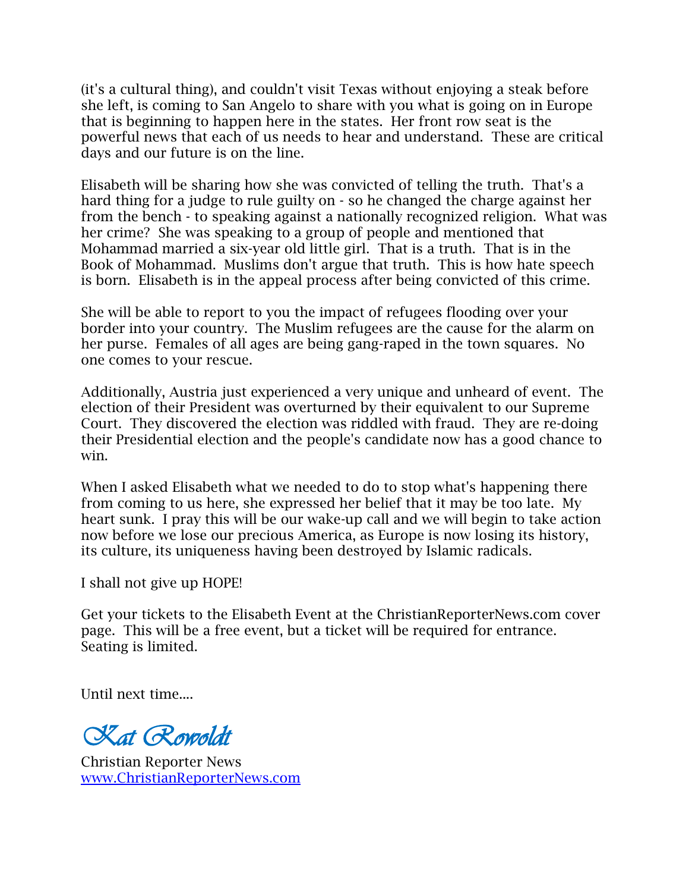(it's a cultural thing), and couldn't visit Texas without enjoying a steak before she left, is coming to San Angelo to share with you what is going on in Europe that is beginning to happen here in the states. Her front row seat is the powerful news that each of us needs to hear and understand. These are critical days and our future is on the line.

Elisabeth will be sharing how she was convicted of telling the truth. That's a hard thing for a judge to rule guilty on - so he changed the charge against her from the bench - to speaking against a nationally recognized religion. What was her crime? She was speaking to a group of people and mentioned that Mohammad married a six-year old little girl. That is a truth. That is in the Book of Mohammad. Muslims don't argue that truth. This is how hate speech is born. Elisabeth is in the appeal process after being convicted of this crime.

She will be able to report to you the impact of refugees flooding over your border into your country. The Muslim refugees are the cause for the alarm on her purse. Females of all ages are being gang-raped in the town squares. No one comes to your rescue.

Additionally, Austria just experienced a very unique and unheard of event. The election of their President was overturned by their equivalent to our Supreme Court. They discovered the election was riddled with fraud. They are re-doing their Presidential election and the people's candidate now has a good chance to win.

When I asked Elisabeth what we needed to do to stop what's happening there from coming to us here, she expressed her belief that it may be too late. My heart sunk. I pray this will be our wake-up call and we will begin to take action now before we lose our precious America, as Europe is now losing its history, its culture, its uniqueness having been destroyed by Islamic radicals.

I shall not give up HOPE!

Get your tickets to the Elisabeth Event at the ChristianReporterNews.com cover page. This will be a free event, but a ticket will be required for entrance. Seating is limited.

Until next time....

*Kat Rowoldt*

Christian Reporter News
[www.ChristianReporterNews.com](http://www.ChristianReporterNews.com)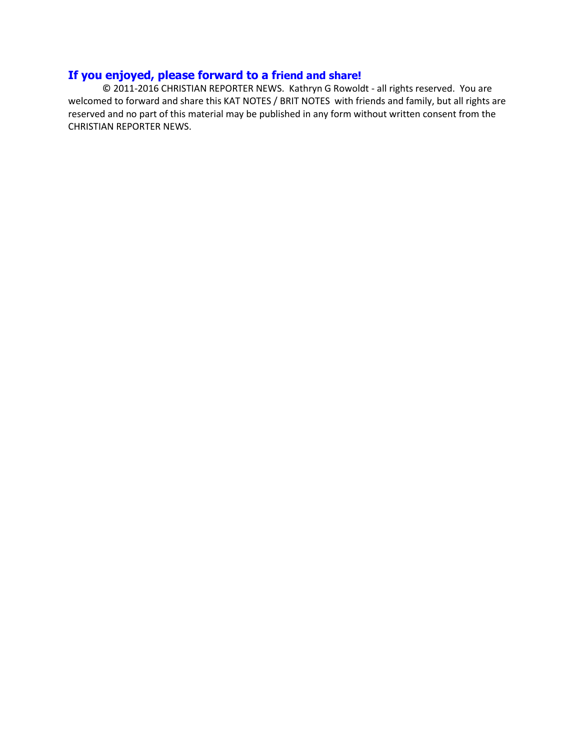### If you enjoyed, please forward to a friend and share!

© 2011-2016 CHRISTIAN REPORTER NEWS. Kathryn G Rowoldt - all rights reserved. You are welcomed to forward and share this KAT NOTES / BRIT NOTES with friends and family, but all rights are reserved and no part of this material may be published in any form without written consent from the CHRISTIAN REPORTER NEWS.